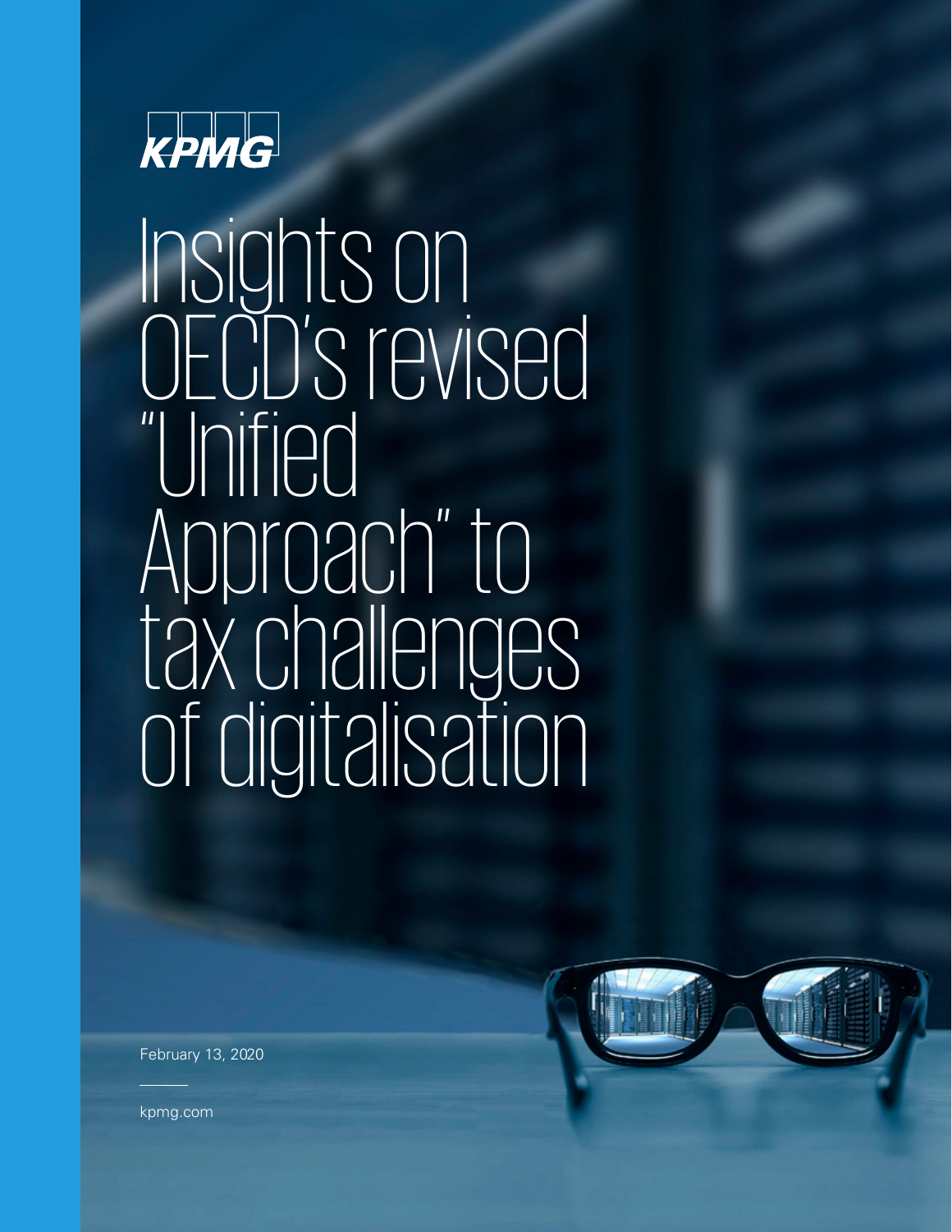KPMG

# Insights on OECD's revised "Unified Approach" to tax challenges of digitalisation

February 13, 2020

kpmg.com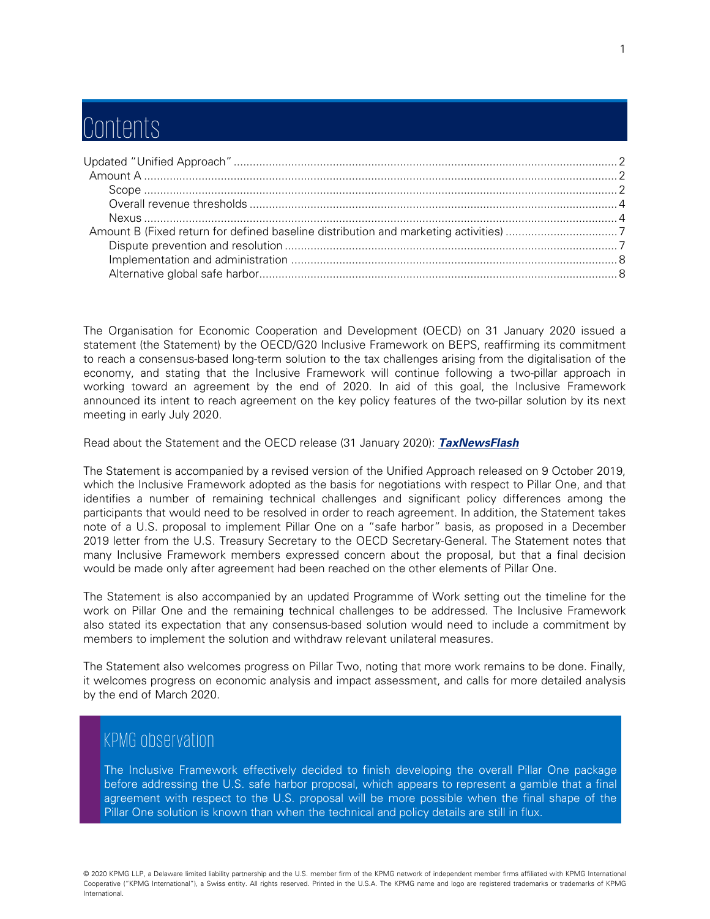# Contents

- Updated "Unified Approach" ........ 2
  - Amount A ........ 2
    - Scope ........ 2
    - Overall revenue thresholds ........ 4
    - Nexus ........ 4
  - Amount B (Fixed return for defined baseline distribution and marketing activities) ........ 7
    - Dispute prevention and resolution ........ 7
    - Implementation and administration ........ 8
    - Alternative global safe harbor ........ 8

The Organisation for Economic Cooperation and Development (OECD) on 31 January 2020 issued a statement (the Statement) by the OECD/G20 Inclusive Framework on BEPS, reaffirming its commitment to reach a consensus-based long-term solution to the tax challenges arising from the digitalisation of the economy, and stating that the Inclusive Framework will continue following a two-pillar approach in working toward an agreement by the end of 2020. In aid of this goal, the Inclusive Framework announced its intent to reach agreement on the key policy features of the two-pillar solution by its next meeting in early July 2020.

Read about the Statement and the OECD release (31 January 2020): ***TaxNewsFlash***

The Statement is accompanied by a revised version of the Unified Approach released on 9 October 2019, which the Inclusive Framework adopted as the basis for negotiations with respect to Pillar One, and that identifies a number of remaining technical challenges and significant policy differences among the participants that would need to be resolved in order to reach agreement. In addition, the Statement takes note of a U.S. proposal to implement Pillar One on a "safe harbor" basis, as proposed in a December 2019 letter from the U.S. Treasury Secretary to the OECD Secretary-General. The Statement notes that many Inclusive Framework members expressed concern about the proposal, but that a final decision would be made only after agreement had been reached on the other elements of Pillar One.

The Statement is also accompanied by an updated Programme of Work setting out the timeline for the work on Pillar One and the remaining technical challenges to be addressed. The Inclusive Framework also stated its expectation that any consensus-based solution would need to include a commitment by members to implement the solution and withdraw relevant unilateral measures.

The Statement also welcomes progress on Pillar Two, noting that more work remains to be done. Finally, it welcomes progress on economic analysis and impact assessment, and calls for more detailed analysis by the end of March 2020.

## KPMG observation

The Inclusive Framework effectively decided to finish developing the overall Pillar One package before addressing the U.S. safe harbor proposal, which appears to represent a gamble that a final agreement with respect to the U.S. proposal will be more possible when the final shape of the Pillar One solution is known than when the technical and policy details are still in flux.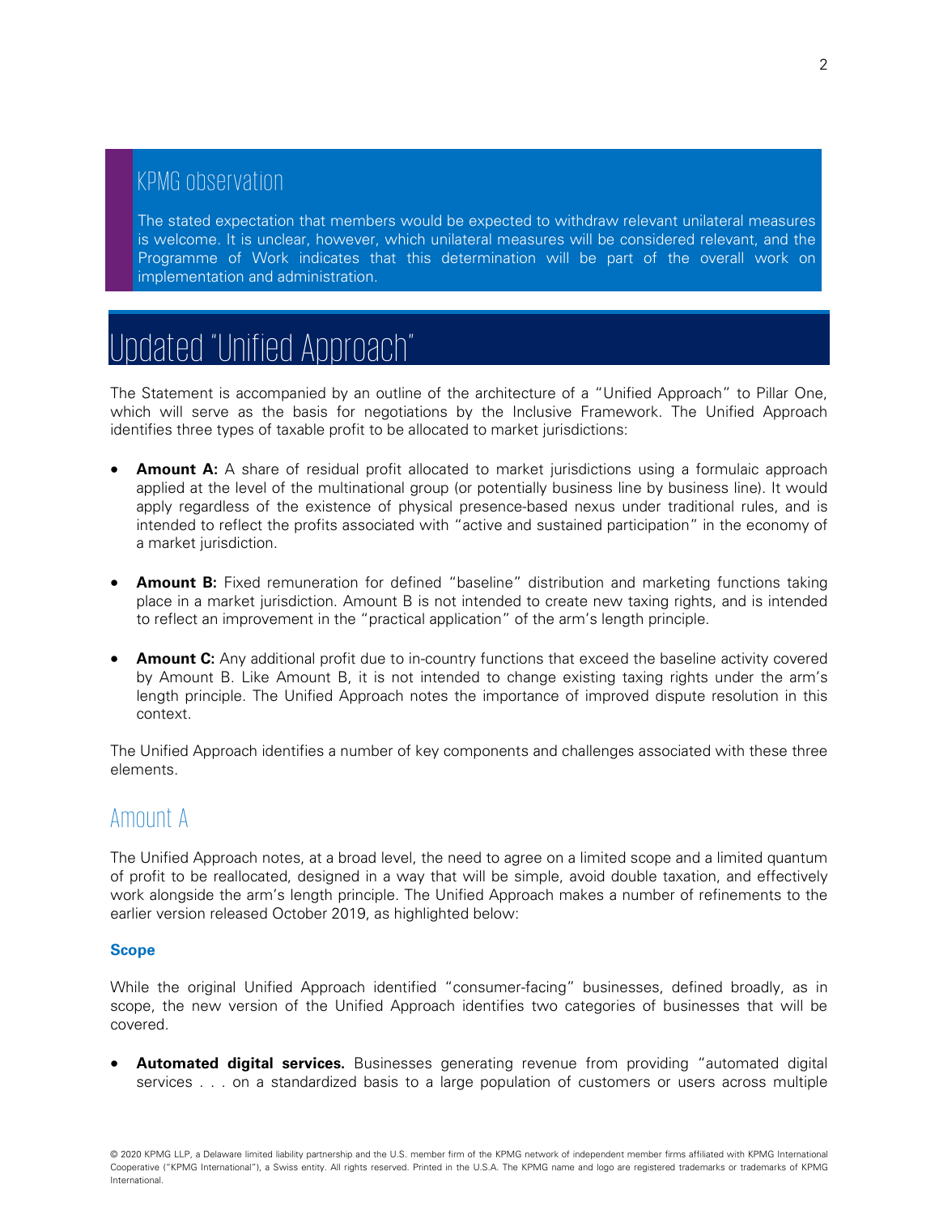## KPMG observation

The stated expectation that members would be expected to withdraw relevant unilateral measures is welcome. It is unclear, however, which unilateral measures will be considered relevant, and the Programme of Work indicates that this determination will be part of the overall work on implementation and administration.

# Updated "Unified Approach"

The Statement is accompanied by an outline of the architecture of a "Unified Approach" to Pillar One, which will serve as the basis for negotiations by the Inclusive Framework. The Unified Approach identifies three types of taxable profit to be allocated to market jurisdictions:

- **Amount A:** A share of residual profit allocated to market jurisdictions using a formulaic approach applied at the level of the multinational group (or potentially business line by business line). It would apply regardless of the existence of physical presence-based nexus under traditional rules, and is intended to reflect the profits associated with "active and sustained participation" in the economy of a market jurisdiction.

- **Amount B:** Fixed remuneration for defined "baseline" distribution and marketing functions taking place in a market jurisdiction. Amount B is not intended to create new taxing rights, and is intended to reflect an improvement in the "practical application" of the arm's length principle.

- **Amount C:** Any additional profit due to in-country functions that exceed the baseline activity covered by Amount B. Like Amount B, it is not intended to change existing taxing rights under the arm's length principle. The Unified Approach notes the importance of improved dispute resolution in this context.

The Unified Approach identifies a number of key components and challenges associated with these three elements.

## Amount A

The Unified Approach notes, at a broad level, the need to agree on a limited scope and a limited quantum of profit to be reallocated, designed in a way that will be simple, avoid double taxation, and effectively work alongside the arm's length principle. The Unified Approach makes a number of refinements to the earlier version released October 2019, as highlighted below:

### Scope

While the original Unified Approach identified "consumer-facing" businesses, defined broadly, as in scope, the new version of the Unified Approach identifies two categories of businesses that will be covered.

- **Automated digital services.** Businesses generating revenue from providing "automated digital services . . . on a standardized basis to a large population of customers or users across multiple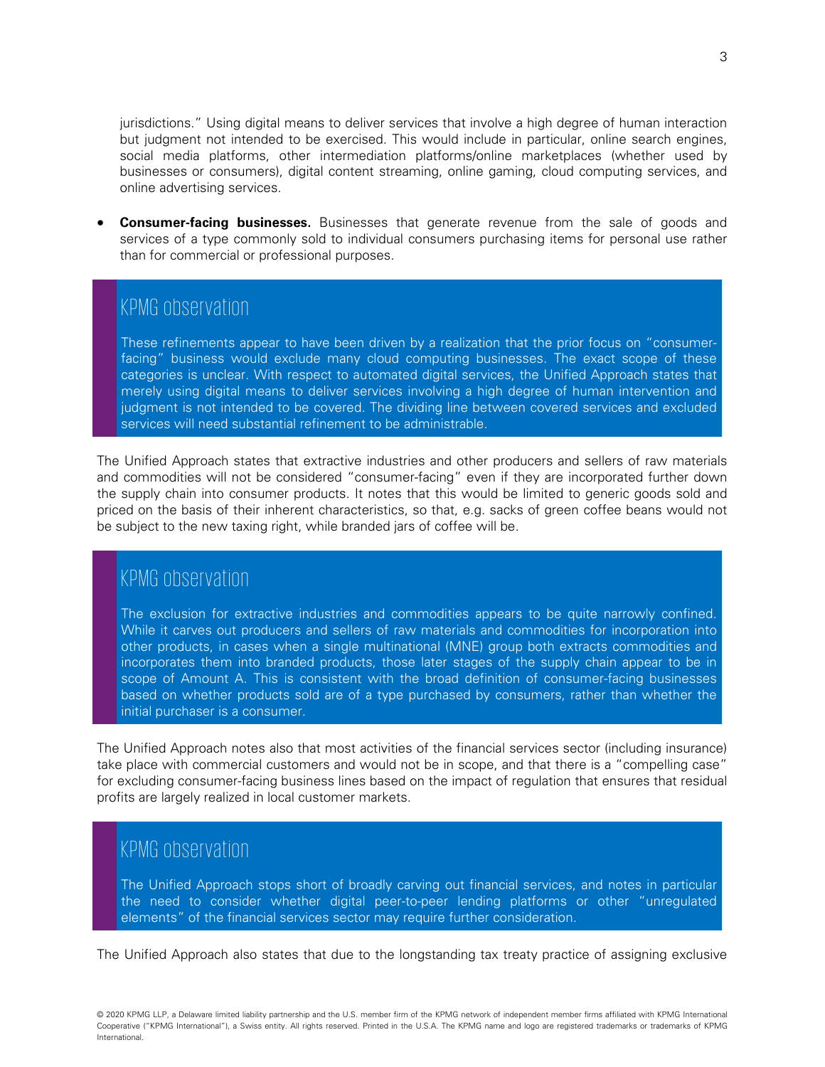jurisdictions." Using digital means to deliver services that involve a high degree of human interaction but judgment not intended to be exercised. This would include in particular, online search engines, social media platforms, other intermediation platforms/online marketplaces (whether used by businesses or consumers), digital content streaming, online gaming, cloud computing services, and online advertising services.

- **Consumer-facing businesses.** Businesses that generate revenue from the sale of goods and services of a type commonly sold to individual consumers purchasing items for personal use rather than for commercial or professional purposes.

> ### KPMG observation
>
> These refinements appear to have been driven by a realization that the prior focus on "consumer-facing" business would exclude many cloud computing businesses. The exact scope of these categories is unclear. With respect to automated digital services, the Unified Approach states that merely using digital means to deliver services involving a high degree of human intervention and judgment is not intended to be covered. The dividing line between covered services and excluded services will need substantial refinement to be administrable.

The Unified Approach states that extractive industries and other producers and sellers of raw materials and commodities will not be considered "consumer-facing" even if they are incorporated further down the supply chain into consumer products. It notes that this would be limited to generic goods sold and priced on the basis of their inherent characteristics, so that, e.g. sacks of green coffee beans would not be subject to the new taxing right, while branded jars of coffee will be.

> ### KPMG observation
>
> The exclusion for extractive industries and commodities appears to be quite narrowly confined. While it carves out producers and sellers of raw materials and commodities for incorporation into other products, in cases when a single multinational (MNE) group both extracts commodities and incorporates them into branded products, those later stages of the supply chain appear to be in scope of Amount A. This is consistent with the broad definition of consumer-facing businesses based on whether products sold are of a type purchased by consumers, rather than whether the initial purchaser is a consumer.

The Unified Approach notes also that most activities of the financial services sector (including insurance) take place with commercial customers and would not be in scope, and that there is a "compelling case" for excluding consumer-facing business lines based on the impact of regulation that ensures that residual profits are largely realized in local customer markets.

> ### KPMG observation
>
> The Unified Approach stops short of broadly carving out financial services, and notes in particular the need to consider whether digital peer-to-peer lending platforms or other "unregulated elements" of the financial services sector may require further consideration.

The Unified Approach also states that due to the longstanding tax treaty practice of assigning exclusive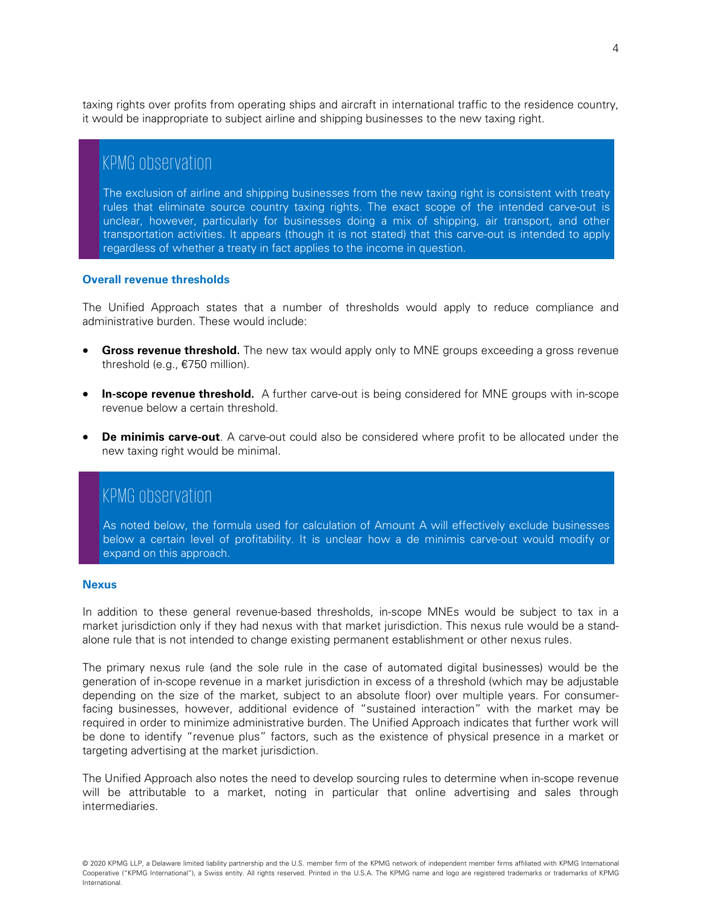taxing rights over profits from operating ships and aircraft in international traffic to the residence country, it would be inappropriate to subject airline and shipping businesses to the new taxing right.

> ## KPMG observation
>
> The exclusion of airline and shipping businesses from the new taxing right is consistent with treaty rules that eliminate source country taxing rights. The exact scope of the intended carve-out is unclear, however, particularly for businesses doing a mix of shipping, air transport, and other transportation activities. It appears (though it is not stated) that this carve-out is intended to apply regardless of whether a treaty in fact applies to the income in question.

### Overall revenue thresholds

The Unified Approach states that a number of thresholds would apply to reduce compliance and administrative burden. These would include:

- **Gross revenue threshold.** The new tax would apply only to MNE groups exceeding a gross revenue threshold (e.g., €750 million).
- **In-scope revenue threshold.** A further carve-out is being considered for MNE groups with in-scope revenue below a certain threshold.
- **De minimis carve-out**. A carve-out could also be considered where profit to be allocated under the new taxing right would be minimal.

> ## KPMG observation
>
> As noted below, the formula used for calculation of Amount A will effectively exclude businesses below a certain level of profitability. It is unclear how a de minimis carve-out would modify or expand on this approach.

### Nexus

In addition to these general revenue-based thresholds, in-scope MNEs would be subject to tax in a market jurisdiction only if they had nexus with that market jurisdiction. This nexus rule would be a stand-alone rule that is not intended to change existing permanent establishment or other nexus rules.

The primary nexus rule (and the sole rule in the case of automated digital businesses) would be the generation of in-scope revenue in a market jurisdiction in excess of a threshold (which may be adjustable depending on the size of the market, subject to an absolute floor) over multiple years. For consumer-facing businesses, however, additional evidence of "sustained interaction" with the market may be required in order to minimize administrative burden. The Unified Approach indicates that further work will be done to identify "revenue plus" factors, such as the existence of physical presence in a market or targeting advertising at the market jurisdiction.

The Unified Approach also notes the need to develop sourcing rules to determine when in-scope revenue will be attributable to a market, noting in particular that online advertising and sales through intermediaries.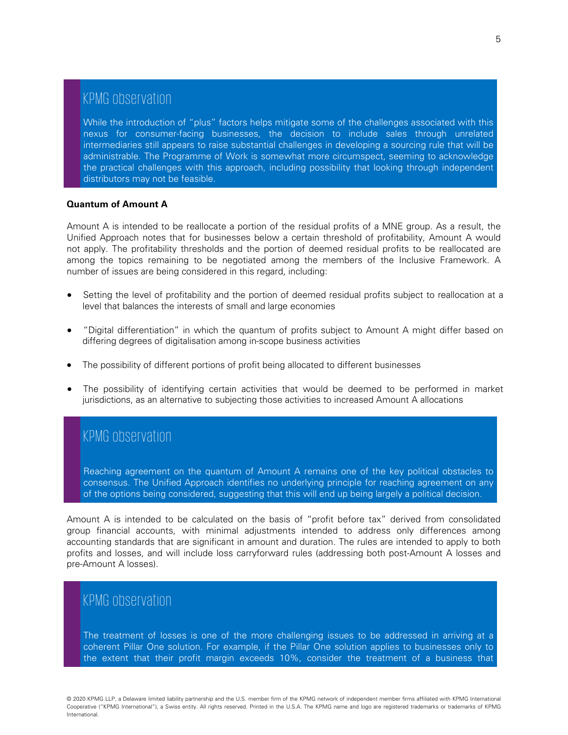### KPMG observation

While the introduction of "plus" factors helps mitigate some of the challenges associated with this nexus for consumer-facing businesses, the decision to include sales through unrelated intermediaries still appears to raise substantial challenges in developing a sourcing rule that will be administrable. The Programme of Work is somewhat more circumspect, seeming to acknowledge the practical challenges with this approach, including possibility that looking through independent distributors may not be feasible.

**Quantum of Amount A**

Amount A is intended to be reallocate a portion of the residual profits of a MNE group. As a result, the Unified Approach notes that for businesses below a certain threshold of profitability, Amount A would not apply. The profitability thresholds and the portion of deemed residual profits to be reallocated are among the topics remaining to be negotiated among the members of the Inclusive Framework. A number of issues are being considered in this regard, including:

- Setting the level of profitability and the portion of deemed residual profits subject to reallocation at a level that balances the interests of small and large economies
- "Digital differentiation" in which the quantum of profits subject to Amount A might differ based on differing degrees of digitalisation among in-scope business activities
- The possibility of different portions of profit being allocated to different businesses
- The possibility of identifying certain activities that would be deemed to be performed in market jurisdictions, as an alternative to subjecting those activities to increased Amount A allocations

### KPMG observation

Reaching agreement on the quantum of Amount A remains one of the key political obstacles to consensus. The Unified Approach identifies no underlying principle for reaching agreement on any of the options being considered, suggesting that this will end up being largely a political decision.

Amount A is intended to be calculated on the basis of "profit before tax" derived from consolidated group financial accounts, with minimal adjustments intended to address only differences among accounting standards that are significant in amount and duration. The rules are intended to apply to both profits and losses, and will include loss carryforward rules (addressing both post-Amount A losses and pre-Amount A losses).

### KPMG observation

The treatment of losses is one of the more challenging issues to be addressed in arriving at a coherent Pillar One solution. For example, if the Pillar One solution applies to businesses only to the extent that their profit margin exceeds 10%, consider the treatment of a business that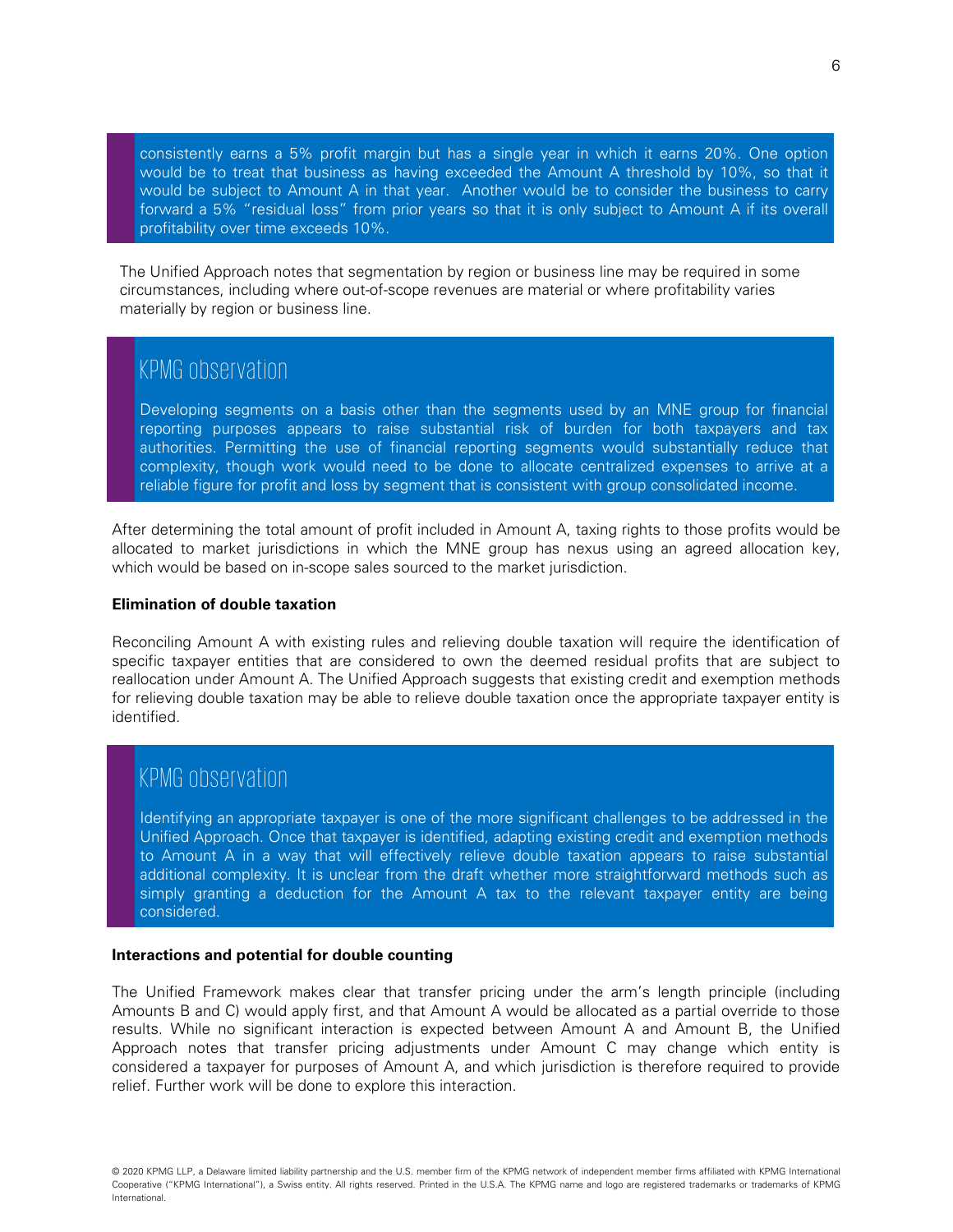consistently earns a 5% profit margin but has a single year in which it earns 20%. One option would be to treat that business as having exceeded the Amount A threshold by 10%, so that it would be subject to Amount A in that year. Another would be to consider the business to carry forward a 5% "residual loss" from prior years so that it is only subject to Amount A if its overall profitability over time exceeds 10%.

The Unified Approach notes that segmentation by region or business line may be required in some circumstances, including where out-of-scope revenues are material or where profitability varies materially by region or business line.

> ## KPMG observation
>
> Developing segments on a basis other than the segments used by an MNE group for financial reporting purposes appears to raise substantial risk of burden for both taxpayers and tax authorities. Permitting the use of financial reporting segments would substantially reduce that complexity, though work would need to be done to allocate centralized expenses to arrive at a reliable figure for profit and loss by segment that is consistent with group consolidated income.

After determining the total amount of profit included in Amount A, taxing rights to those profits would be allocated to market jurisdictions in which the MNE group has nexus using an agreed allocation key, which would be based on in-scope sales sourced to the market jurisdiction.

**Elimination of double taxation**

Reconciling Amount A with existing rules and relieving double taxation will require the identification of specific taxpayer entities that are considered to own the deemed residual profits that are subject to reallocation under Amount A. The Unified Approach suggests that existing credit and exemption methods for relieving double taxation may be able to relieve double taxation once the appropriate taxpayer entity is identified.

> ## KPMG observation
>
> Identifying an appropriate taxpayer is one of the more significant challenges to be addressed in the Unified Approach. Once that taxpayer is identified, adapting existing credit and exemption methods to Amount A in a way that will effectively relieve double taxation appears to raise substantial additional complexity. It is unclear from the draft whether more straightforward methods such as simply granting a deduction for the Amount A tax to the relevant taxpayer entity are being considered.

**Interactions and potential for double counting**

The Unified Framework makes clear that transfer pricing under the arm's length principle (including Amounts B and C) would apply first, and that Amount A would be allocated as a partial override to those results. While no significant interaction is expected between Amount A and Amount B, the Unified Approach notes that transfer pricing adjustments under Amount C may change which entity is considered a taxpayer for purposes of Amount A, and which jurisdiction is therefore required to provide relief. Further work will be done to explore this interaction.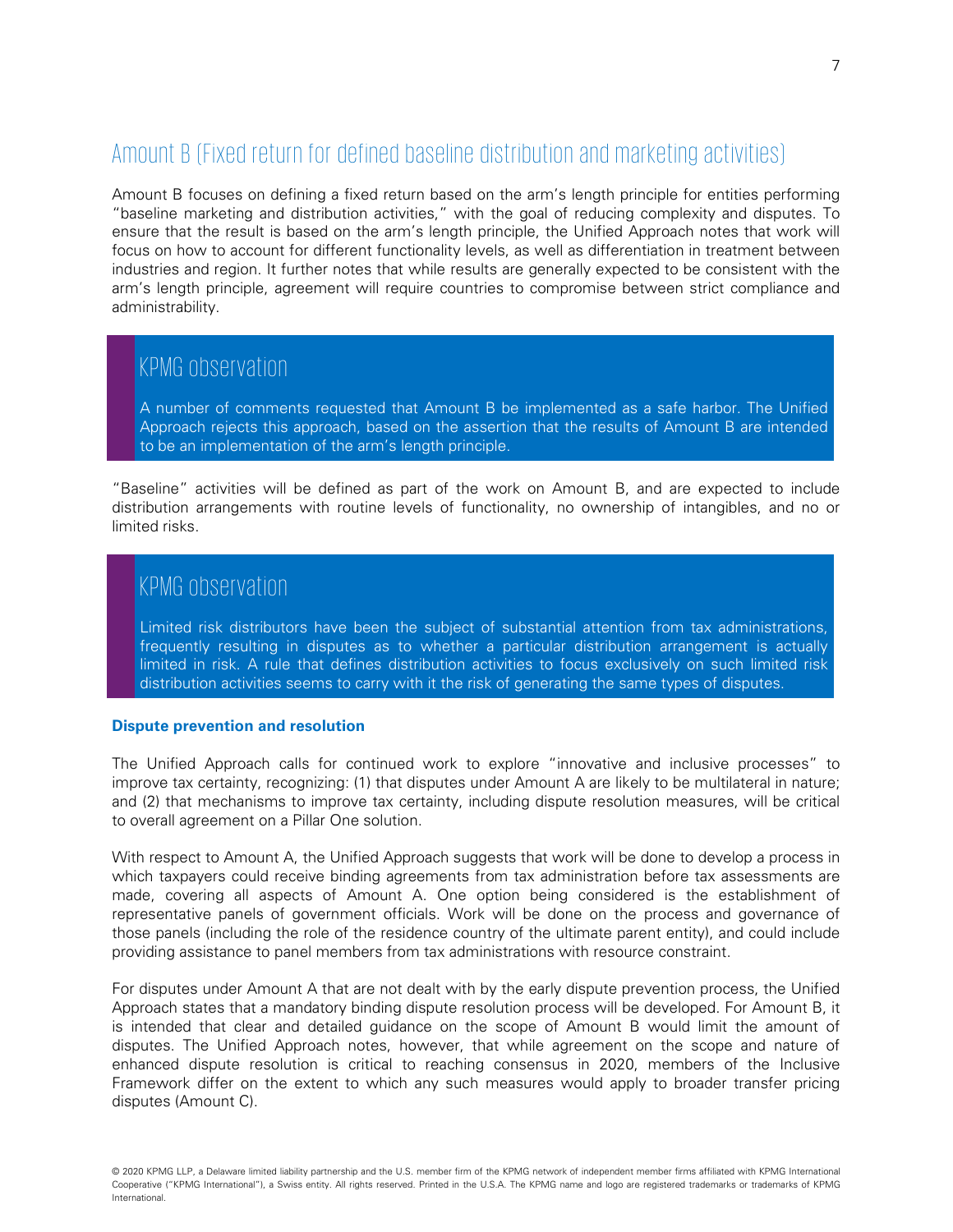## Amount B (Fixed return for defined baseline distribution and marketing activities)

Amount B focuses on defining a fixed return based on the arm's length principle for entities performing "baseline marketing and distribution activities," with the goal of reducing complexity and disputes. To ensure that the result is based on the arm's length principle, the Unified Approach notes that work will focus on how to account for different functionality levels, as well as differentiation in treatment between industries and region. It further notes that while results are generally expected to be consistent with the arm's length principle, agreement will require countries to compromise between strict compliance and administrability.

> ### KPMG observation
>
> A number of comments requested that Amount B be implemented as a safe harbor. The Unified Approach rejects this approach, based on the assertion that the results of Amount B are intended to be an implementation of the arm's length principle.

"Baseline" activities will be defined as part of the work on Amount B, and are expected to include distribution arrangements with routine levels of functionality, no ownership of intangibles, and no or limited risks.

> ### KPMG observation
>
> Limited risk distributors have been the subject of substantial attention from tax administrations, frequently resulting in disputes as to whether a particular distribution arrangement is actually limited in risk. A rule that defines distribution activities to focus exclusively on such limited risk distribution activities seems to carry with it the risk of generating the same types of disputes.

**Dispute prevention and resolution**

The Unified Approach calls for continued work to explore "innovative and inclusive processes" to improve tax certainty, recognizing: (1) that disputes under Amount A are likely to be multilateral in nature; and (2) that mechanisms to improve tax certainty, including dispute resolution measures, will be critical to overall agreement on a Pillar One solution.

With respect to Amount A, the Unified Approach suggests that work will be done to develop a process in which taxpayers could receive binding agreements from tax administration before tax assessments are made, covering all aspects of Amount A. One option being considered is the establishment of representative panels of government officials. Work will be done on the process and governance of those panels (including the role of the residence country of the ultimate parent entity), and could include providing assistance to panel members from tax administrations with resource constraint.

For disputes under Amount A that are not dealt with by the early dispute prevention process, the Unified Approach states that a mandatory binding dispute resolution process will be developed. For Amount B, it is intended that clear and detailed guidance on the scope of Amount B would limit the amount of disputes. The Unified Approach notes, however, that while agreement on the scope and nature of enhanced dispute resolution is critical to reaching consensus in 2020, members of the Inclusive Framework differ on the extent to which any such measures would apply to broader transfer pricing disputes (Amount C).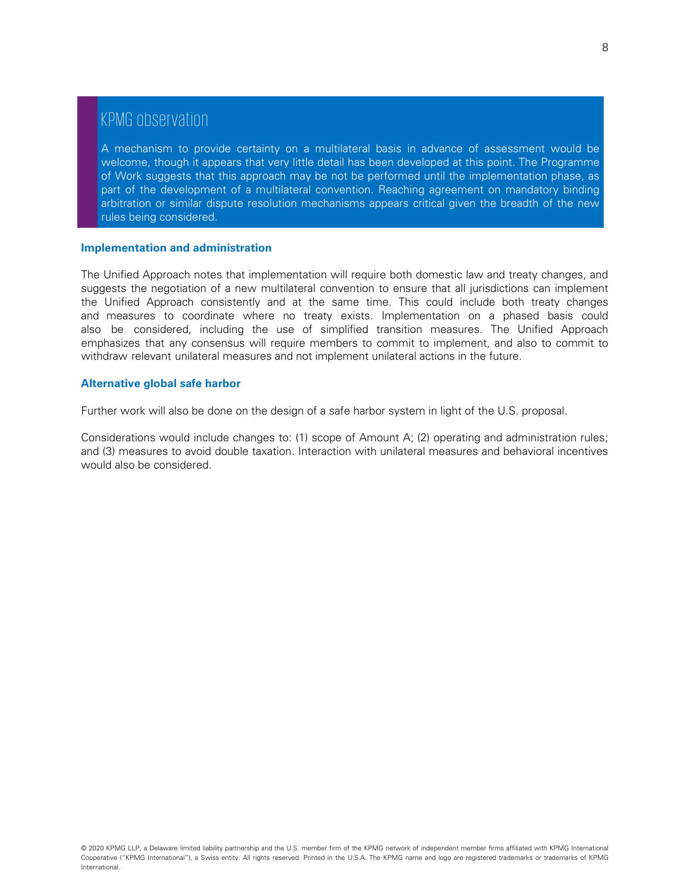### KPMG observation

A mechanism to provide certainty on a multilateral basis in advance of assessment would be welcome, though it appears that very little detail has been developed at this point. The Programme of Work suggests that this approach may be not be performed until the implementation phase, as part of the development of a multilateral convention. Reaching agreement on mandatory binding arbitration or similar dispute resolution mechanisms appears critical given the breadth of the new rules being considered.

**Implementation and administration**

The Unified Approach notes that implementation will require both domestic law and treaty changes, and suggests the negotiation of a new multilateral convention to ensure that all jurisdictions can implement the Unified Approach consistently and at the same time. This could include both treaty changes and measures to coordinate where no treaty exists. Implementation on a phased basis could also be considered, including the use of simplified transition measures. The Unified Approach emphasizes that any consensus will require members to commit to implement, and also to commit to withdraw relevant unilateral measures and not implement unilateral actions in the future.

**Alternative global safe harbor**

Further work will also be done on the design of a safe harbor system in light of the U.S. proposal.

Considerations would include changes to: (1) scope of Amount A; (2) operating and administration rules; and (3) measures to avoid double taxation. Interaction with unilateral measures and behavioral incentives would also be considered.

© 2020 KPMG LLP, a Delaware limited liability partnership and the U.S. member firm of the KPMG network of independent member firms affiliated with KPMG International Cooperative ("KPMG International"), a Swiss entity. All rights reserved. Printed in the U.S.A. The KPMG name and logo are registered trademarks or trademarks of KPMG International.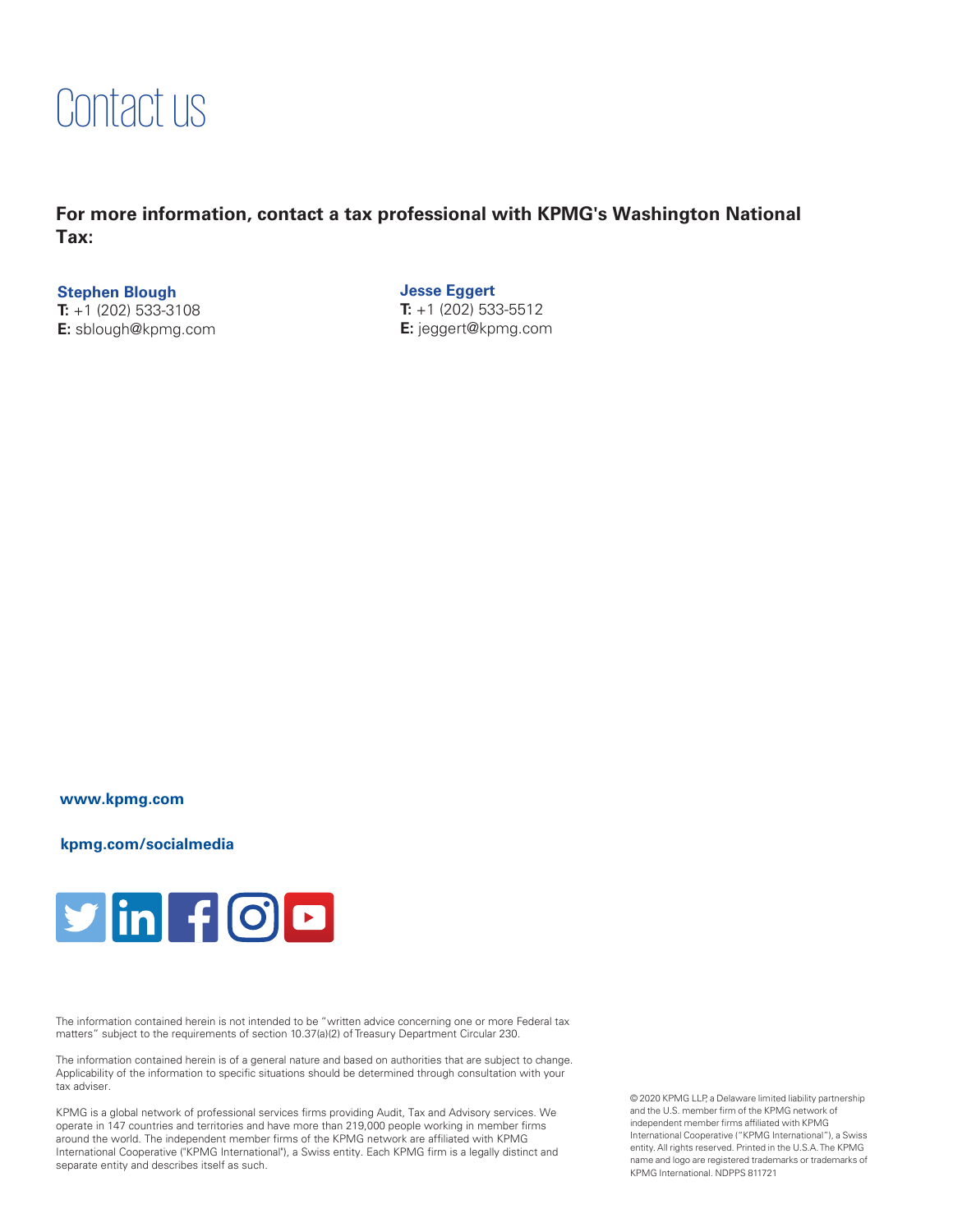# Contact us

**For more information, contact a tax professional with KPMG's Washington National Tax:**

**Stephen Blough**
**T:** +1 (202) 533-3108
**E:** sblough@kpmg.com

**Jesse Eggert**
**T:** +1 (202) 533-5512
**E:** jeggert@kpmg.com

**www.kpmg.com**

**kpmg.com/socialmedia**

The information contained herein is not intended to be "written advice concerning one or more Federal tax matters" subject to the requirements of section 10.37(a)(2) of Treasury Department Circular 230.

The information contained herein is of a general nature and based on authorities that are subject to change. Applicability of the information to specific situations should be determined through consultation with your tax adviser.

KPMG is a global network of professional services firms providing Audit, Tax and Advisory services. We operate in 147 countries and territories and have more than 219,000 people working in member firms around the world. The independent member firms of the KPMG network are affiliated with KPMG International Cooperative ("KPMG International"), a Swiss entity. Each KPMG firm is a legally distinct and separate entity and describes itself as such.

© 2020 KPMG LLP, a Delaware limited liability partnership and the U.S. member firm of the KPMG network of independent member firms affiliated with KPMG International Cooperative ("KPMG International"), a Swiss entity. All rights reserved. Printed in the U.S.A. The KPMG name and logo are registered trademarks or trademarks of KPMG International. NDPPS 811721